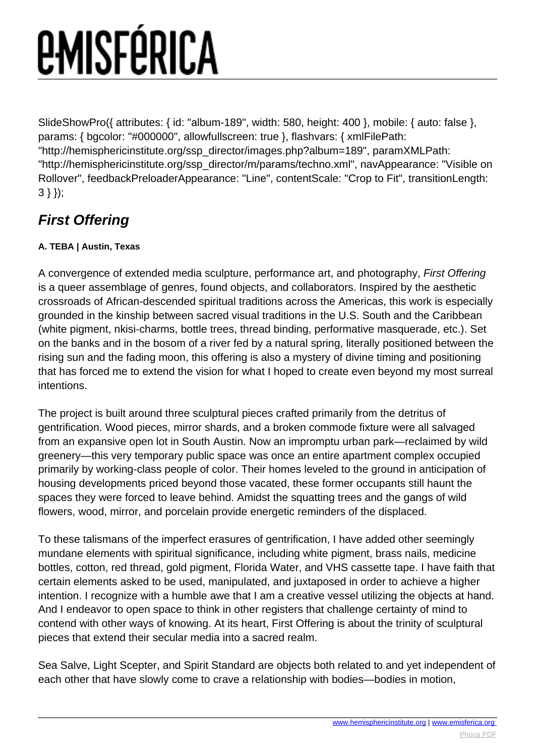SlideShowPro({ attributes: { id: "album-189", width: 580, height: 400 }, mobile: { auto: false }, params: { bgcolor: "#000000", allowfullscreen: true }, flashvars: { xmlFilePath: "http://hemisphericinstitute.org/ssp_director/images.php?album=189", paramXMLPath: "http://hemisphericinstitute.org/ssp_director/m/params/techno.xml", navAppearance: "Visible on Rollover", feedbackPreloaderAppearance: "Line", contentScale: "Crop to Fit", transitionLength: 3 } });

## *First Offering*

**A. TEBA | Austin, Texas**

A convergence of extended media sculpture, performance art, and photography, *First Offering* is a queer assemblage of genres, found objects, and collaborators. Inspired by the aesthetic crossroads of African-descended spiritual traditions across the Americas, this work is especially grounded in the kinship between sacred visual traditions in the U.S. South and the Caribbean (white pigment, nkisi-charms, bottle trees, thread binding, performative masquerade, etc.). Set on the banks and in the bosom of a river fed by a natural spring, literally positioned between the rising sun and the fading moon, this offering is also a mystery of divine timing and positioning that has forced me to extend the vision for what I hoped to create even beyond my most surreal intentions.

The project is built around three sculptural pieces crafted primarily from the detritus of gentrification. Wood pieces, mirror shards, and a broken commode fixture were all salvaged from an expansive open lot in South Austin. Now an impromptu urban park—reclaimed by wild greenery—this very temporary public space was once an entire apartment complex occupied primarily by working-class people of color. Their homes leveled to the ground in anticipation of housing developments priced beyond those vacated, these former occupants still haunt the spaces they were forced to leave behind. Amidst the squatting trees and the gangs of wild flowers, wood, mirror, and porcelain provide energetic reminders of the displaced.

To these talismans of the imperfect erasures of gentrification, I have added other seemingly mundane elements with spiritual significance, including white pigment, brass nails, medicine bottles, cotton, red thread, gold pigment, Florida Water, and VHS cassette tape. I have faith that certain elements asked to be used, manipulated, and juxtaposed in order to achieve a higher intention. I recognize with a humble awe that I am a creative vessel utilizing the objects at hand. And I endeavor to open space to think in other registers that challenge certainty of mind to contend with other ways of knowing. At its heart, First Offering is about the trinity of sculptural pieces that extend their secular media into a sacred realm.

Sea Salve, Light Scepter, and Spirit Standard are objects both related to and yet independent of each other that have slowly come to crave a relationship with bodies—bodies in motion,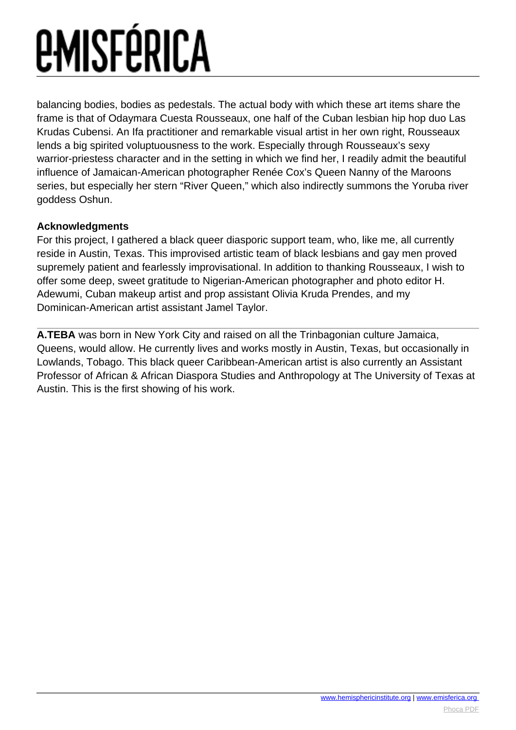balancing bodies, bodies as pedestals. The actual body with which these art items share the frame is that of Odaymara Cuesta Rousseaux, one half of the Cuban lesbian hip hop duo Las Krudas Cubensi. An Ifa practitioner and remarkable visual artist in her own right, Rousseaux lends a big spirited voluptuousness to the work. Especially through Rousseaux's sexy warrior-priestess character and in the setting in which we find her, I readily admit the beautiful influence of Jamaican-American photographer Renée Cox's Queen Nanny of the Maroons series, but especially her stern "River Queen," which also indirectly summons the Yoruba river goddess Oshun.

**Acknowledgments**

For this project, I gathered a black queer diasporic support team, who, like me, all currently reside in Austin, Texas. This improvised artistic team of black lesbians and gay men proved supremely patient and fearlessly improvisational. In addition to thanking Rousseaux, I wish to offer some deep, sweet gratitude to Nigerian-American photographer and photo editor H. Adewumi, Cuban makeup artist and prop assistant Olivia Kruda Prendes, and my Dominican-American artist assistant Jamel Taylor.

---

**A.TEBA** was born in New York City and raised on all the Trinbagonian culture Jamaica, Queens, would allow. He currently lives and works mostly in Austin, Texas, but occasionally in Lowlands, Tobago. This black queer Caribbean-American artist is also currently an Assistant Professor of African & African Diaspora Studies and Anthropology at The University of Texas at Austin. This is the first showing of his work.